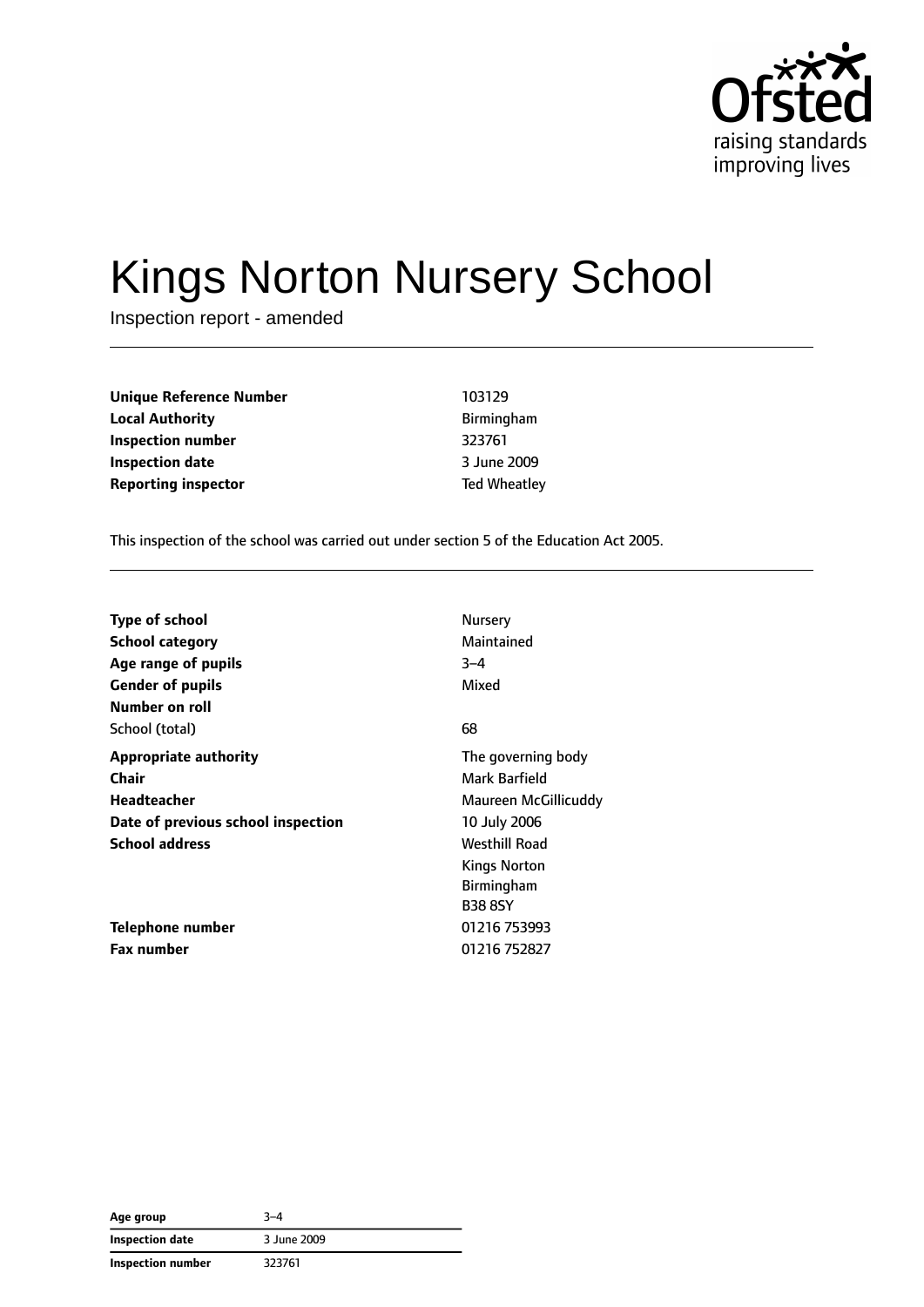Ofsted
raising standards
improving lives

# Kings Norton Nursery School

Inspection report - amended

| | |
|---|---|
| **Unique Reference Number** | 103129 |
| **Local Authority** | Birmingham |
| **Inspection number** | 323761 |
| **Inspection date** | 3 June 2009 |
| **Reporting inspector** | Ted Wheatley |

This inspection of the school was carried out under section 5 of the Education Act 2005.

| | |
|---|---|
| **Type of school** | Nursery |
| **School category** | Maintained |
| **Age range of pupils** | 3–4 |
| **Gender of pupils** | Mixed |
| **Number on roll** | |
| School (total) | 68 |
| **Appropriate authority** | The governing body |
| **Chair** | Mark Barfield |
| **Headteacher** | Maureen McGillicuddy |
| **Date of previous school inspection** | 10 July 2006 |
| **School address** | Westhill Road<br>Kings Norton<br>Birmingham<br>B38 8SY |
| **Telephone number** | 01216 753993 |
| **Fax number** | 01216 752827 |

| | |
|---|---|
| **Age group** | 3–4 |
| **Inspection date** | 3 June 2009 |
| **Inspection number** | 323761 |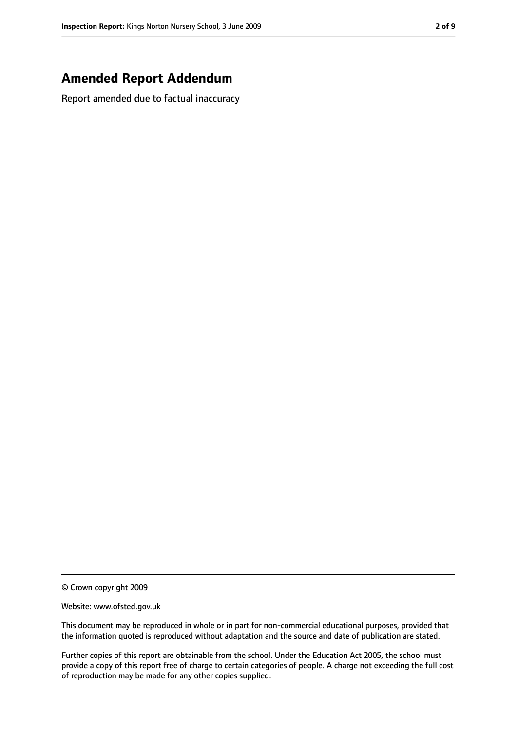## Amended Report Addendum

Report amended due to factual inaccuracy

© Crown copyright 2009

Website: www.ofsted.gov.uk

This document may be reproduced in whole or in part for non-commercial educational purposes, provided that the information quoted is reproduced without adaptation and the source and date of publication are stated.

Further copies of this report are obtainable from the school. Under the Education Act 2005, the school must provide a copy of this report free of charge to certain categories of people. A charge not exceeding the full cost of reproduction may be made for any other copies supplied.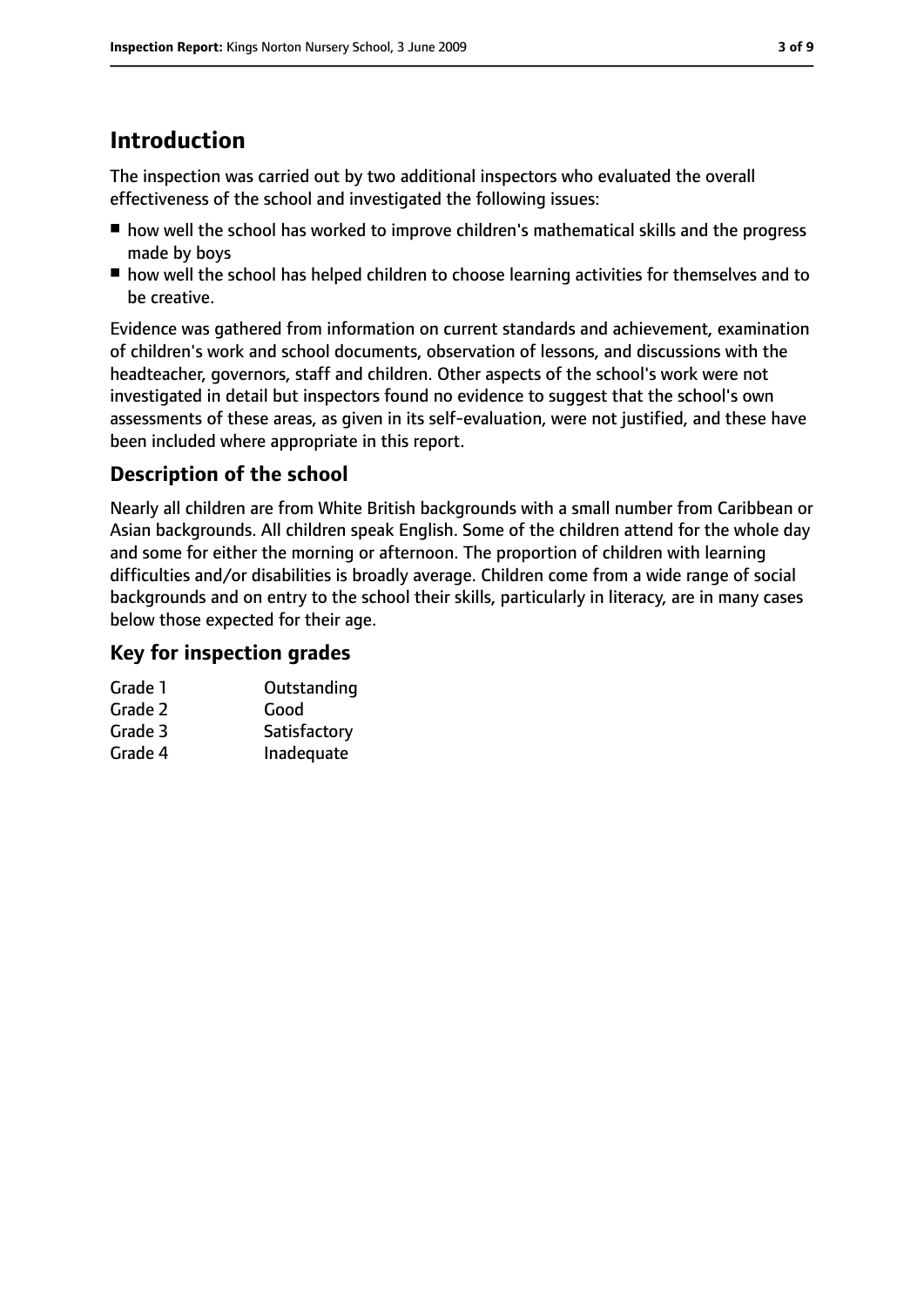# Introduction

The inspection was carried out by two additional inspectors who evaluated the overall effectiveness of the school and investigated the following issues:

- how well the school has worked to improve children's mathematical skills and the progress made by boys
- how well the school has helped children to choose learning activities for themselves and to be creative.

Evidence was gathered from information on current standards and achievement, examination of children's work and school documents, observation of lessons, and discussions with the headteacher, governors, staff and children. Other aspects of the school's work were not investigated in detail but inspectors found no evidence to suggest that the school's own assessments of these areas, as given in its self-evaluation, were not justified, and these have been included where appropriate in this report.

## Description of the school

Nearly all children are from White British backgrounds with a small number from Caribbean or Asian backgrounds. All children speak English. Some of the children attend for the whole day and some for either the morning or afternoon. The proportion of children with learning difficulties and/or disabilities is broadly average. Children come from a wide range of social backgrounds and on entry to the school their skills, particularly in literacy, are in many cases below those expected for their age.

## Key for inspection grades

| | |
|---|---|
| Grade 1 | Outstanding |
| Grade 2 | Good |
| Grade 3 | Satisfactory |
| Grade 4 | Inadequate |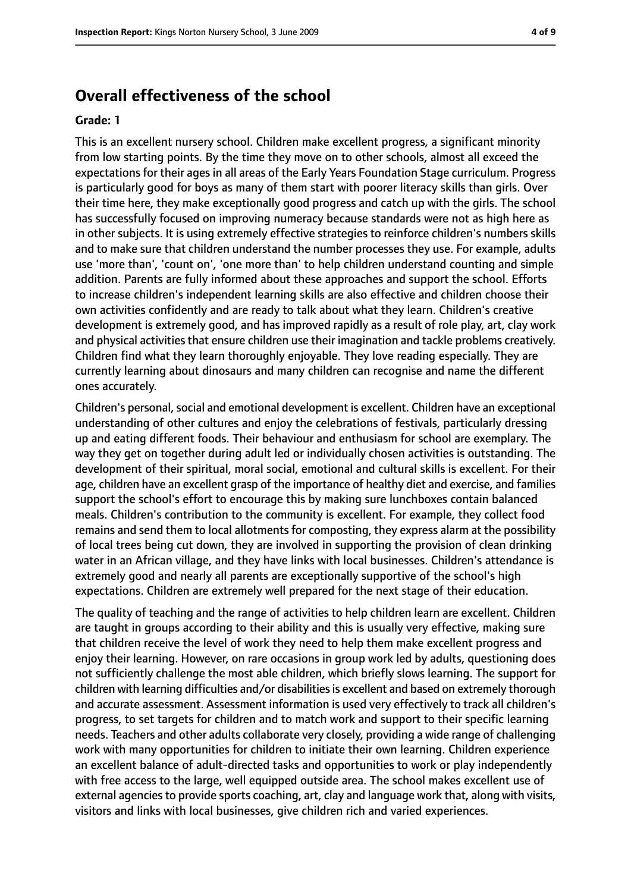## Overall effectiveness of the school

**Grade: 1**

This is an excellent nursery school. Children make excellent progress, a significant minority from low starting points. By the time they move on to other schools, almost all exceed the expectations for their ages in all areas of the Early Years Foundation Stage curriculum. Progress is particularly good for boys as many of them start with poorer literacy skills than girls. Over their time here, they make exceptionally good progress and catch up with the girls. The school has successfully focused on improving numeracy because standards were not as high here as in other subjects. It is using extremely effective strategies to reinforce children's numbers skills and to make sure that children understand the number processes they use. For example, adults use 'more than', 'count on', 'one more than' to help children understand counting and simple addition. Parents are fully informed about these approaches and support the school. Efforts to increase children's independent learning skills are also effective and children choose their own activities confidently and are ready to talk about what they learn. Children's creative development is extremely good, and has improved rapidly as a result of role play, art, clay work and physical activities that ensure children use their imagination and tackle problems creatively. Children find what they learn thoroughly enjoyable. They love reading especially. They are currently learning about dinosaurs and many children can recognise and name the different ones accurately.

Children's personal, social and emotional development is excellent. Children have an exceptional understanding of other cultures and enjoy the celebrations of festivals, particularly dressing up and eating different foods. Their behaviour and enthusiasm for school are exemplary. The way they get on together during adult led or individually chosen activities is outstanding. The development of their spiritual, moral social, emotional and cultural skills is excellent. For their age, children have an excellent grasp of the importance of healthy diet and exercise, and families support the school's effort to encourage this by making sure lunchboxes contain balanced meals. Children's contribution to the community is excellent. For example, they collect food remains and send them to local allotments for composting, they express alarm at the possibility of local trees being cut down, they are involved in supporting the provision of clean drinking water in an African village, and they have links with local businesses. Children's attendance is extremely good and nearly all parents are exceptionally supportive of the school's high expectations. Children are extremely well prepared for the next stage of their education.

The quality of teaching and the range of activities to help children learn are excellent. Children are taught in groups according to their ability and this is usually very effective, making sure that children receive the level of work they need to help them make excellent progress and enjoy their learning. However, on rare occasions in group work led by adults, questioning does not sufficiently challenge the most able children, which briefly slows learning. The support for children with learning difficulties and/or disabilities is excellent and based on extremely thorough and accurate assessment. Assessment information is used very effectively to track all children's progress, to set targets for children and to match work and support to their specific learning needs. Teachers and other adults collaborate very closely, providing a wide range of challenging work with many opportunities for children to initiate their own learning. Children experience an excellent balance of adult-directed tasks and opportunities to work or play independently with free access to the large, well equipped outside area. The school makes excellent use of external agencies to provide sports coaching, art, clay and language work that, along with visits, visitors and links with local businesses, give children rich and varied experiences.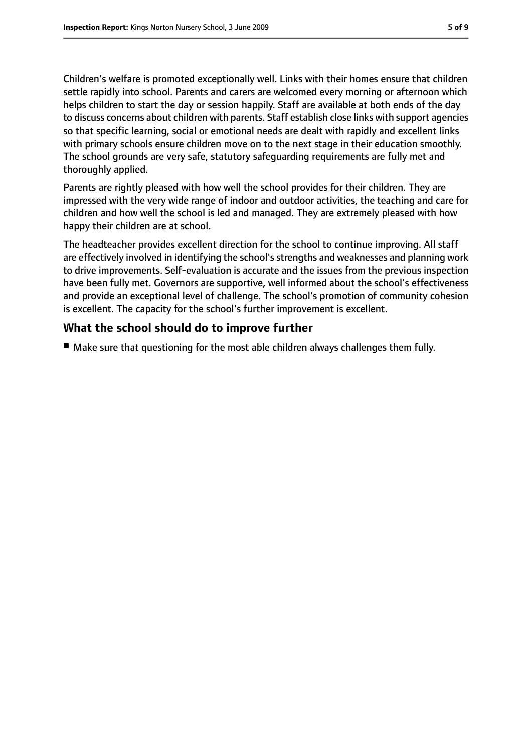Children's welfare is promoted exceptionally well. Links with their homes ensure that children settle rapidly into school. Parents and carers are welcomed every morning or afternoon which helps children to start the day or session happily. Staff are available at both ends of the day to discuss concerns about children with parents. Staff establish close links with support agencies so that specific learning, social or emotional needs are dealt with rapidly and excellent links with primary schools ensure children move on to the next stage in their education smoothly. The school grounds are very safe, statutory safeguarding requirements are fully met and thoroughly applied.

Parents are rightly pleased with how well the school provides for their children. They are impressed with the very wide range of indoor and outdoor activities, the teaching and care for children and how well the school is led and managed. They are extremely pleased with how happy their children are at school.

The headteacher provides excellent direction for the school to continue improving. All staff are effectively involved in identifying the school's strengths and weaknesses and planning work to drive improvements. Self-evaluation is accurate and the issues from the previous inspection have been fully met. Governors are supportive, well informed about the school's effectiveness and provide an exceptional level of challenge. The school's promotion of community cohesion is excellent. The capacity for the school's further improvement is excellent.

## What the school should do to improve further

- Make sure that questioning for the most able children always challenges them fully.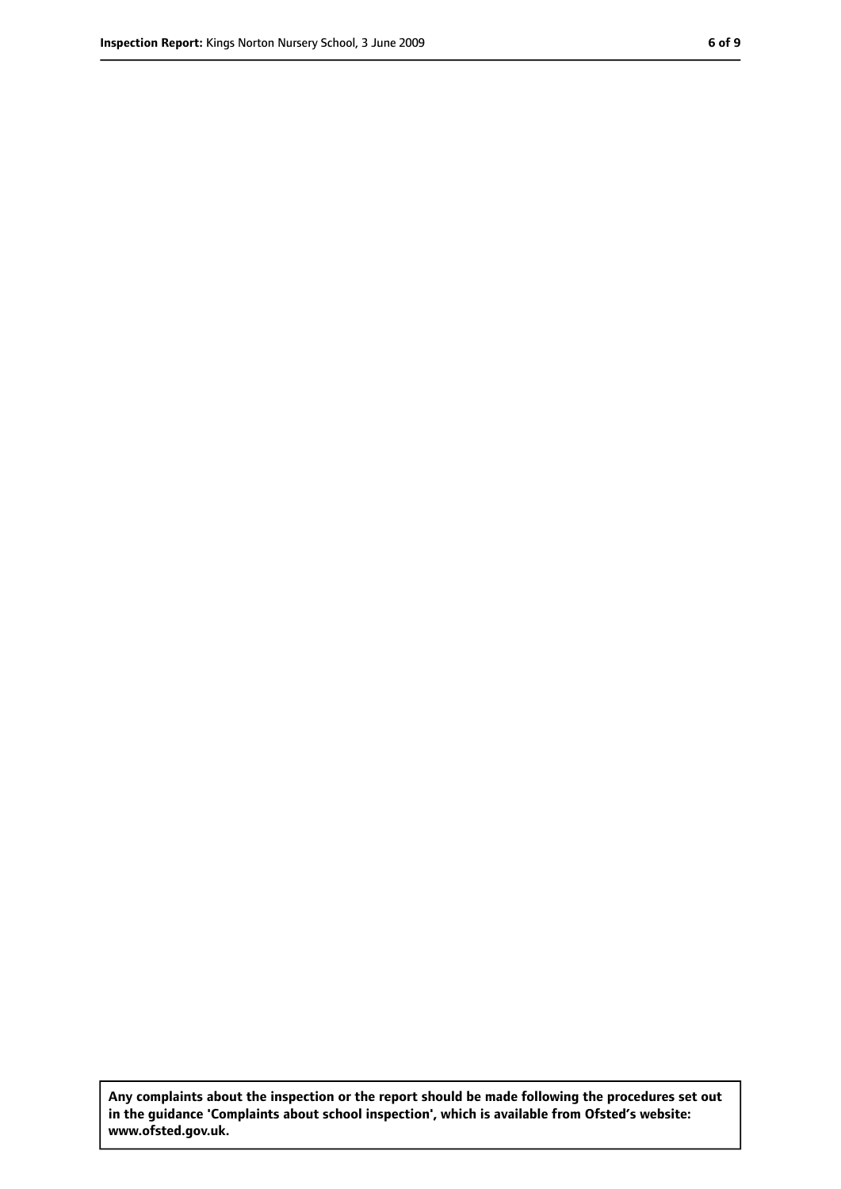**Any complaints about the inspection or the report should be made following the procedures set out in the guidance 'Complaints about school inspection', which is available from Ofsted's website: www.ofsted.gov.uk.**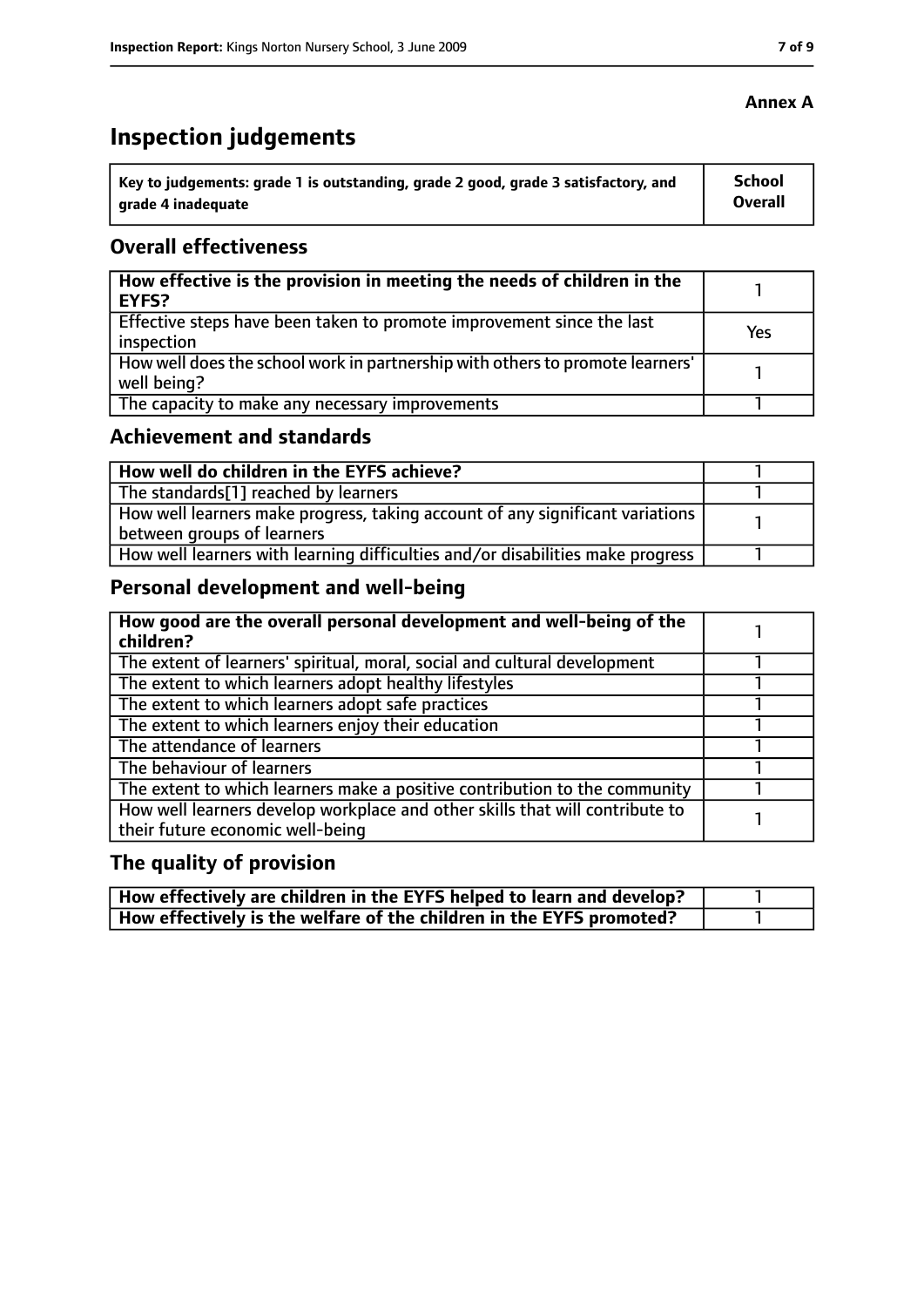**Annex A**

# Inspection judgements

| Key to judgements: grade 1 is outstanding, grade 2 good, grade 3 satisfactory, and grade 4 inadequate | School Overall |
|---|---|

## Overall effectiveness

| | |
|---|---|
| **How effective is the provision in meeting the needs of children in the EYFS?** | 1 |
| Effective steps have been taken to promote improvement since the last inspection | Yes |
| How well does the school work in partnership with others to promote learners' well being? | 1 |
| The capacity to make any necessary improvements | 1 |

## Achievement and standards

| | |
|---|---|
| **How well do children in the EYFS achieve?** | 1 |
| The standards[1] reached by learners | 1 |
| How well learners make progress, taking account of any significant variations between groups of learners | 1 |
| How well learners with learning difficulties and/or disabilities make progress | 1 |

## Personal development and well-being

| | |
|---|---|
| **How good are the overall personal development and well-being of the children?** | 1 |
| The extent of learners' spiritual, moral, social and cultural development | 1 |
| The extent to which learners adopt healthy lifestyles | 1 |
| The extent to which learners adopt safe practices | 1 |
| The extent to which learners enjoy their education | 1 |
| The attendance of learners | 1 |
| The behaviour of learners | 1 |
| The extent to which learners make a positive contribution to the community | 1 |
| How well learners develop workplace and other skills that will contribute to their future economic well-being | 1 |

## The quality of provision

| | |
|---|---|
| **How effectively are children in the EYFS helped to learn and develop?** | 1 |
| **How effectively is the welfare of the children in the EYFS promoted?** | 1 |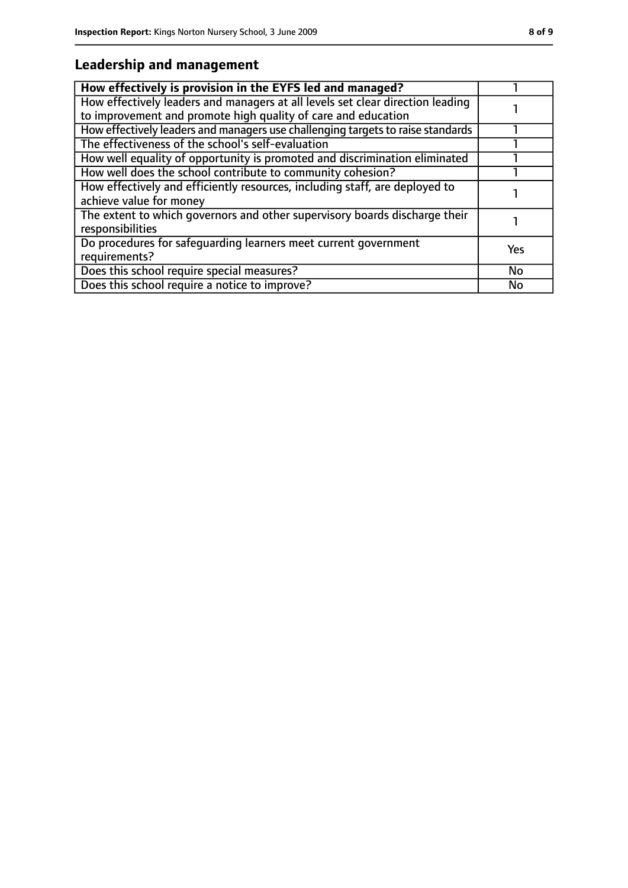## Leadership and management

| How effectively is provision in the EYFS led and managed? | 1 |
| --- | --- |
| How effectively leaders and managers at all levels set clear direction leading to improvement and promote high quality of care and education | 1 |
| How effectively leaders and managers use challenging targets to raise standards | 1 |
| The effectiveness of the school's self-evaluation | 1 |
| How well equality of opportunity is promoted and discrimination eliminated | 1 |
| How well does the school contribute to community cohesion? | 1 |
| How effectively and efficiently resources, including staff, are deployed to achieve value for money | 1 |
| The extent to which governors and other supervisory boards discharge their responsibilities | 1 |
| Do procedures for safeguarding learners meet current government requirements? | Yes |
| Does this school require special measures? | No |
| Does this school require a notice to improve? | No |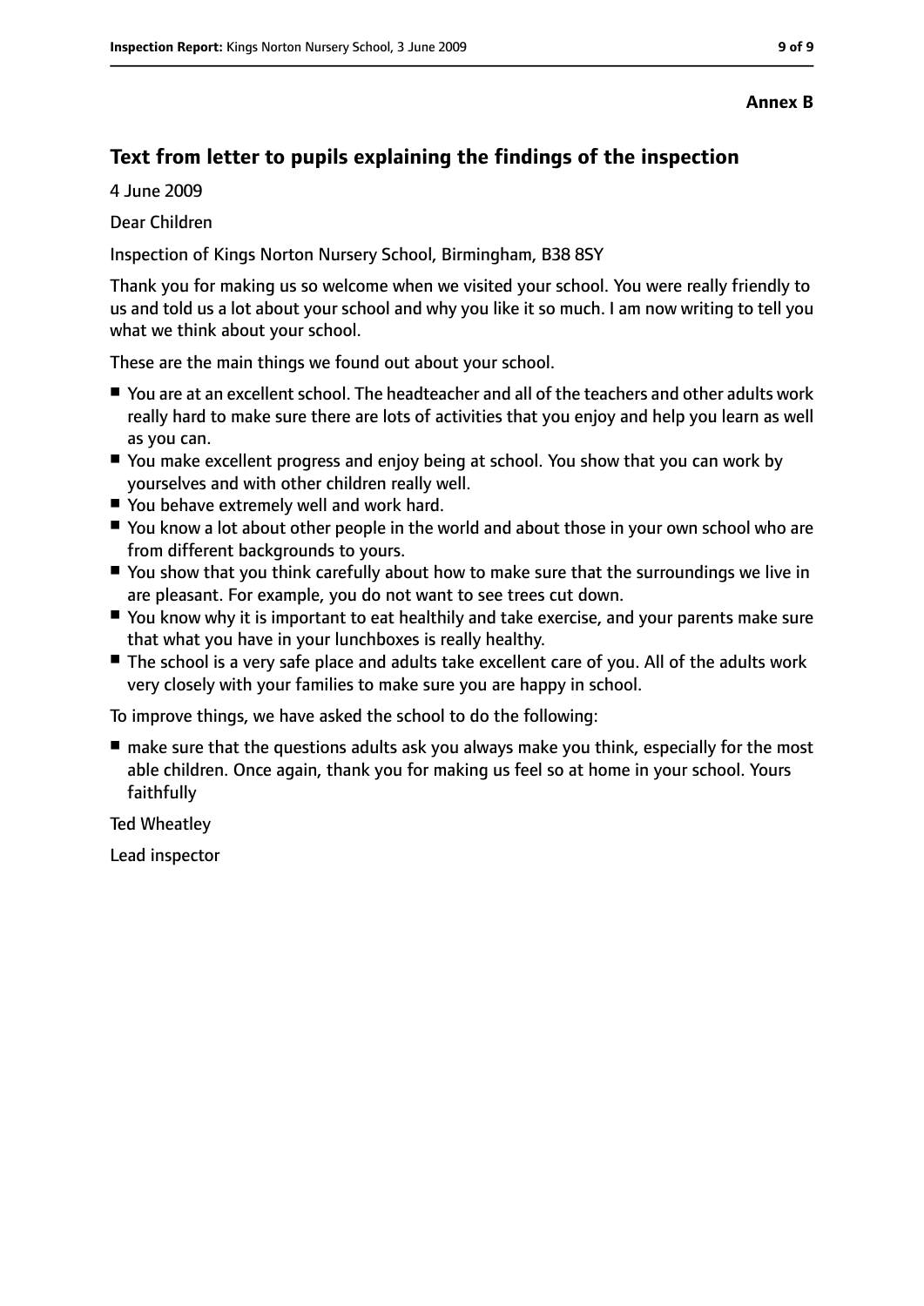**Annex B**

## Text from letter to pupils explaining the findings of the inspection

4 June 2009

Dear Children

Inspection of Kings Norton Nursery School, Birmingham, B38 8SY

Thank you for making us so welcome when we visited your school. You were really friendly to us and told us a lot about your school and why you like it so much. I am now writing to tell you what we think about your school.

These are the main things we found out about your school.

- You are at an excellent school. The headteacher and all of the teachers and other adults work really hard to make sure there are lots of activities that you enjoy and help you learn as well as you can.
- You make excellent progress and enjoy being at school. You show that you can work by yourselves and with other children really well.
- You behave extremely well and work hard.
- You know a lot about other people in the world and about those in your own school who are from different backgrounds to yours.
- You show that you think carefully about how to make sure that the surroundings we live in are pleasant. For example, you do not want to see trees cut down.
- You know why it is important to eat healthily and take exercise, and your parents make sure that what you have in your lunchboxes is really healthy.
- The school is a very safe place and adults take excellent care of you. All of the adults work very closely with your families to make sure you are happy in school.

To improve things, we have asked the school to do the following:

- make sure that the questions adults ask you always make you think, especially for the most able children. Once again, thank you for making us feel so at home in your school. Yours faithfully

Ted Wheatley

Lead inspector